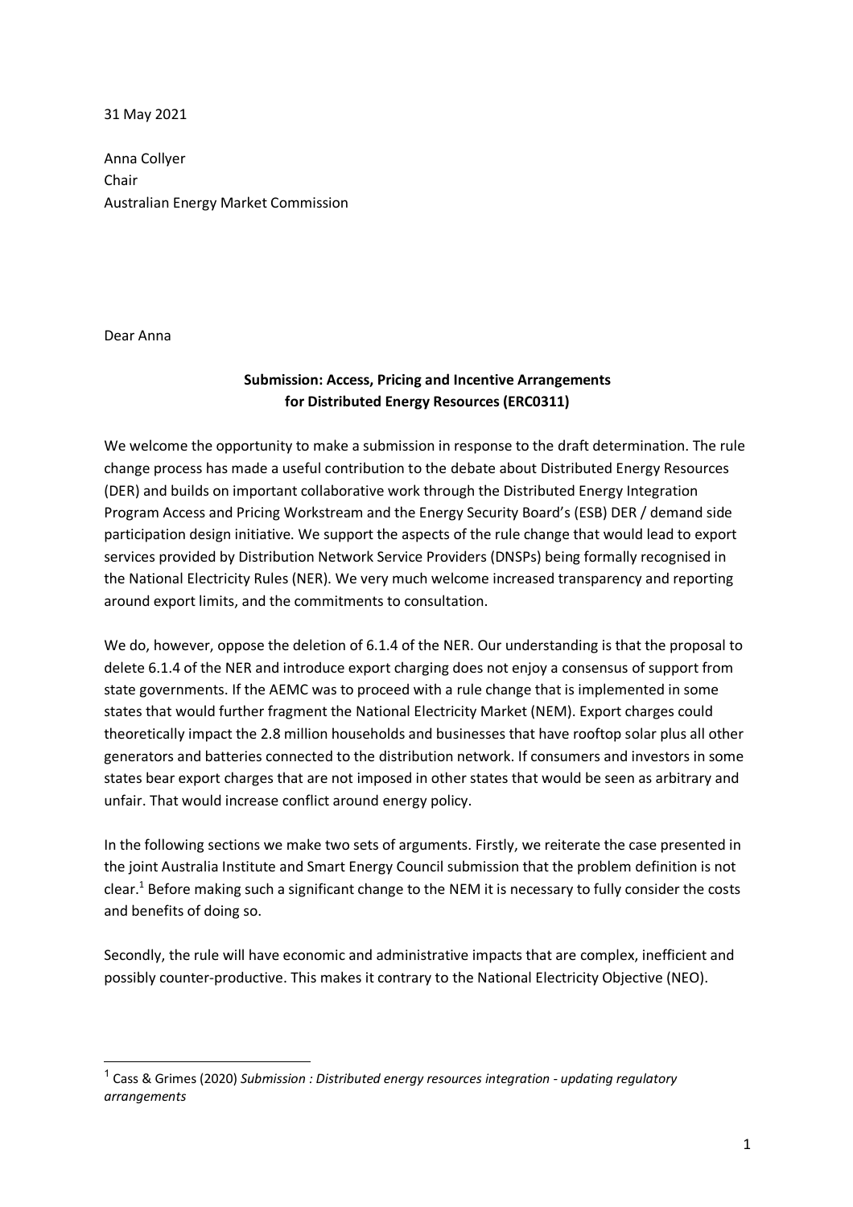31 May 2021

Anna Collyer
Chair
Australian Energy Market Commission

Dear Anna

**Submission: Access, Pricing and Incentive Arrangements for Distributed Energy Resources (ERC0311)**

We welcome the opportunity to make a submission in response to the draft determination. The rule change process has made a useful contribution to the debate about Distributed Energy Resources (DER) and builds on important collaborative work through the Distributed Energy Integration Program Access and Pricing Workstream and the Energy Security Board's (ESB) DER / demand side participation design initiative. We support the aspects of the rule change that would lead to export services provided by Distribution Network Service Providers (DNSPs) being formally recognised in the National Electricity Rules (NER). We very much welcome increased transparency and reporting around export limits, and the commitments to consultation.

We do, however, oppose the deletion of 6.1.4 of the NER. Our understanding is that the proposal to delete 6.1.4 of the NER and introduce export charging does not enjoy a consensus of support from state governments. If the AEMC was to proceed with a rule change that is implemented in some states that would further fragment the National Electricity Market (NEM). Export charges could theoretically impact the 2.8 million households and businesses that have rooftop solar plus all other generators and batteries connected to the distribution network. If consumers and investors in some states bear export charges that are not imposed in other states that would be seen as arbitrary and unfair. That would increase conflict around energy policy.

In the following sections we make two sets of arguments. Firstly, we reiterate the case presented in the joint Australia Institute and Smart Energy Council submission that the problem definition is not clear.[1] Before making such a significant change to the NEM it is necessary to fully consider the costs and benefits of doing so.

Secondly, the rule will have economic and administrative impacts that are complex, inefficient and possibly counter-productive. This makes it contrary to the National Electricity Objective (NEO).

[1] Cass & Grimes (2020) *Submission : Distributed energy resources integration - updating regulatory arrangements*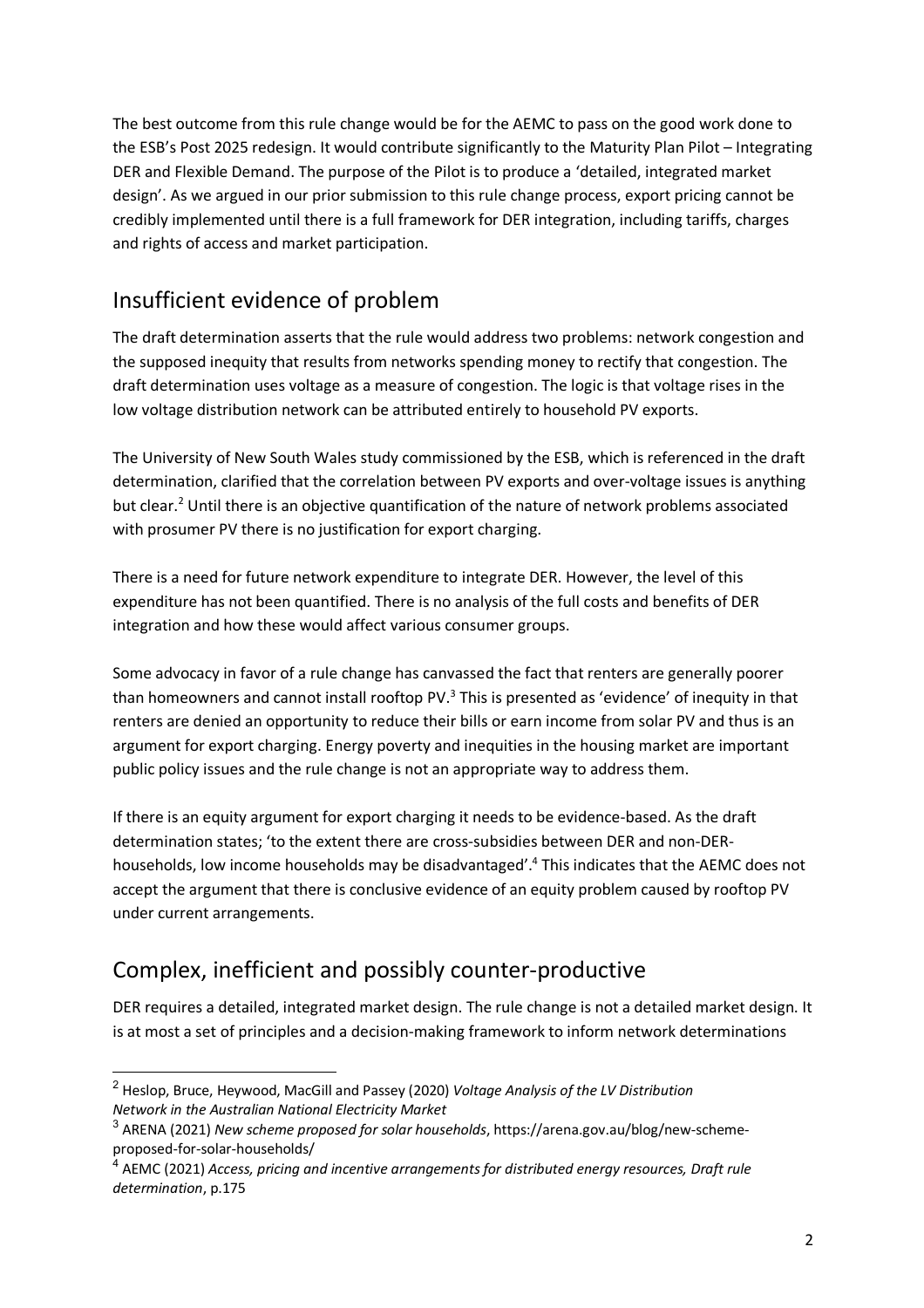The best outcome from this rule change would be for the AEMC to pass on the good work done to the ESB's Post 2025 redesign. It would contribute significantly to the Maturity Plan Pilot – Integrating DER and Flexible Demand. The purpose of the Pilot is to produce a 'detailed, integrated market design'. As we argued in our prior submission to this rule change process, export pricing cannot be credibly implemented until there is a full framework for DER integration, including tariffs, charges and rights of access and market participation.

## Insufficient evidence of problem

The draft determination asserts that the rule would address two problems: network congestion and the supposed inequity that results from networks spending money to rectify that congestion. The draft determination uses voltage as a measure of congestion. The logic is that voltage rises in the low voltage distribution network can be attributed entirely to household PV exports.

The University of New South Wales study commissioned by the ESB, which is referenced in the draft determination, clarified that the correlation between PV exports and over-voltage issues is anything but clear.[2] Until there is an objective quantification of the nature of network problems associated with prosumer PV there is no justification for export charging.

There is a need for future network expenditure to integrate DER. However, the level of this expenditure has not been quantified. There is no analysis of the full costs and benefits of DER integration and how these would affect various consumer groups.

Some advocacy in favor of a rule change has canvassed the fact that renters are generally poorer than homeowners and cannot install rooftop PV.[3] This is presented as 'evidence' of inequity in that renters are denied an opportunity to reduce their bills or earn income from solar PV and thus is an argument for export charging. Energy poverty and inequities in the housing market are important public policy issues and the rule change is not an appropriate way to address them.

If there is an equity argument for export charging it needs to be evidence-based. As the draft determination states; 'to the extent there are cross-subsidies between DER and non-DER-households, low income households may be disadvantaged'.[4] This indicates that the AEMC does not accept the argument that there is conclusive evidence of an equity problem caused by rooftop PV under current arrangements.

## Complex, inefficient and possibly counter-productive

DER requires a detailed, integrated market design. The rule change is not a detailed market design. It is at most a set of principles and a decision-making framework to inform network determinations

---

[2] Heslop, Bruce, Heywood, MacGill and Passey (2020) *Voltage Analysis of the LV Distribution Network in the Australian National Electricity Market*

[3] ARENA (2021) *New scheme proposed for solar households*, https://arena.gov.au/blog/new-scheme-proposed-for-solar-households/

[4] AEMC (2021) *Access, pricing and incentive arrangements for distributed energy resources, Draft rule determination*, p.175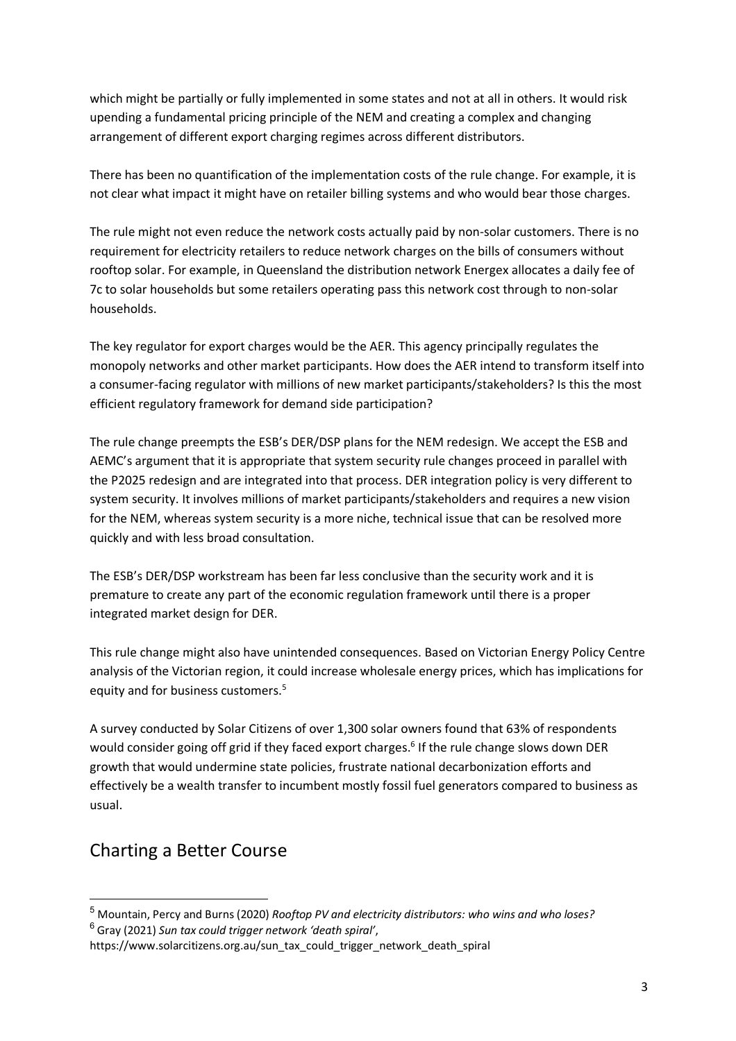which might be partially or fully implemented in some states and not at all in others. It would risk upending a fundamental pricing principle of the NEM and creating a complex and changing arrangement of different export charging regimes across different distributors.

There has been no quantification of the implementation costs of the rule change. For example, it is not clear what impact it might have on retailer billing systems and who would bear those charges.

The rule might not even reduce the network costs actually paid by non-solar customers. There is no requirement for electricity retailers to reduce network charges on the bills of consumers without rooftop solar. For example, in Queensland the distribution network Energex allocates a daily fee of 7c to solar households but some retailers operating pass this network cost through to non-solar households.

The key regulator for export charges would be the AER. This agency principally regulates the monopoly networks and other market participants. How does the AER intend to transform itself into a consumer-facing regulator with millions of new market participants/stakeholders? Is this the most efficient regulatory framework for demand side participation?

The rule change preempts the ESB's DER/DSP plans for the NEM redesign. We accept the ESB and AEMC's argument that it is appropriate that system security rule changes proceed in parallel with the P2025 redesign and are integrated into that process. DER integration policy is very different to system security. It involves millions of market participants/stakeholders and requires a new vision for the NEM, whereas system security is a more niche, technical issue that can be resolved more quickly and with less broad consultation.

The ESB's DER/DSP workstream has been far less conclusive than the security work and it is premature to create any part of the economic regulation framework until there is a proper integrated market design for DER.

This rule change might also have unintended consequences. Based on Victorian Energy Policy Centre analysis of the Victorian region, it could increase wholesale energy prices, which has implications for equity and for business customers.[5]

A survey conducted by Solar Citizens of over 1,300 solar owners found that 63% of respondents would consider going off grid if they faced export charges.[6] If the rule change slows down DER growth that would undermine state policies, frustrate national decarbonization efforts and effectively be a wealth transfer to incumbent mostly fossil fuel generators compared to business as usual.

## Charting a Better Course

---

[5] Mountain, Percy and Burns (2020) *Rooftop PV and electricity distributors: who wins and who loses?*

[6] Gray (2021) *Sun tax could trigger network 'death spiral'*, https://www.solarcitizens.org.au/sun_tax_could_trigger_network_death_spiral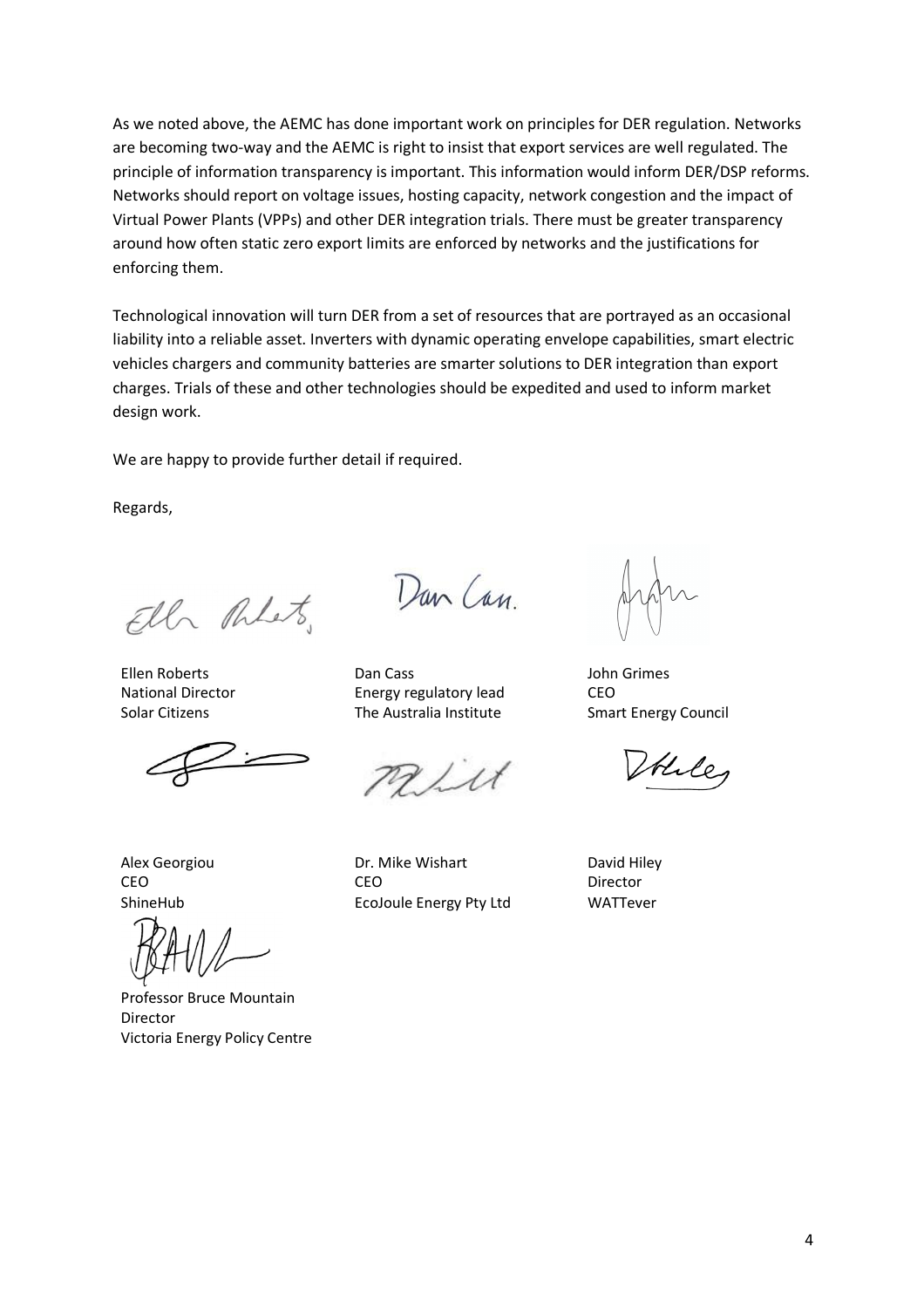As we noted above, the AEMC has done important work on principles for DER regulation. Networks are becoming two-way and the AEMC is right to insist that export services are well regulated. The principle of information transparency is important. This information would inform DER/DSP reforms. Networks should report on voltage issues, hosting capacity, network congestion and the impact of Virtual Power Plants (VPPs) and other DER integration trials. There must be greater transparency around how often static zero export limits are enforced by networks and the justifications for enforcing them.

Technological innovation will turn DER from a set of resources that are portrayed as an occasional liability into a reliable asset. Inverters with dynamic operating envelope capabilities, smart electric vehicles chargers and community batteries are smarter solutions to DER integration than export charges. Trials of these and other technologies should be expedited and used to inform market design work.

We are happy to provide further detail if required.

Regards,

Ellen Roberts
National Director
Solar Citizens

Dan Cass
Energy regulatory lead
The Australia Institute

John Grimes
CEO
Smart Energy Council

Alex Georgiou
CEO
ShineHub

Dr. Mike Wishart
CEO
EcoJoule Energy Pty Ltd

David Hiley
Director
WATTever

Professor Bruce Mountain
Director
Victoria Energy Policy Centre